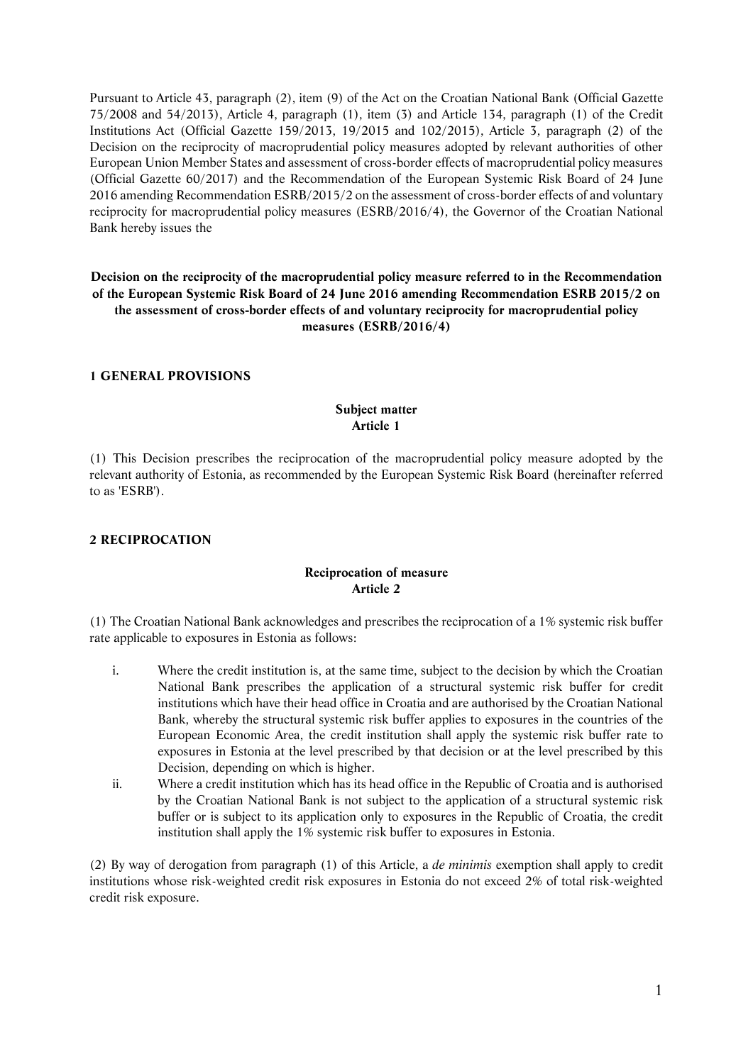Pursuant to Article 43, paragraph (2), item (9) of the Act on the Croatian National Bank (Official Gazette 75/2008 and 54/2013), Article 4, paragraph (1), item (3) and Article 134, paragraph (1) of the Credit Institutions Act (Official Gazette 159/2013, 19/2015 and 102/2015), Article 3, paragraph (2) of the Decision on the reciprocity of macroprudential policy measures adopted by relevant authorities of other European Union Member States and assessment of cross-border effects of macroprudential policy measures (Official Gazette 60/2017) and the Recommendation of the European Systemic Risk Board of 24 June 2016 amending Recommendation ESRB/2015/2 on the assessment of cross-border effects of and voluntary reciprocity for macroprudential policy measures (ESRB/2016/4), the Governor of the Croatian National Bank hereby issues the

**Decision on the reciprocity of the macroprudential policy measure referred to in the Recommendation of the European Systemic Risk Board of 24 June 2016 amending Recommendation ESRB 2015/2 on the assessment of cross-border effects of and voluntary reciprocity for macroprudential policy measures (ESRB/2016/4)**

## 1 GENERAL PROVISIONS

### Subject matter
### Article 1

(1) This Decision prescribes the reciprocation of the macroprudential policy measure adopted by the relevant authority of Estonia, as recommended by the European Systemic Risk Board (hereinafter referred to as 'ESRB').

## 2 RECIPROCATION

### Reciprocation of measure
### Article 2

(1) The Croatian National Bank acknowledges and prescribes the reciprocation of a 1% systemic risk buffer rate applicable to exposures in Estonia as follows:

i. Where the credit institution is, at the same time, subject to the decision by which the Croatian National Bank prescribes the application of a structural systemic risk buffer for credit institutions which have their head office in Croatia and are authorised by the Croatian National Bank, whereby the structural systemic risk buffer applies to exposures in the countries of the European Economic Area, the credit institution shall apply the systemic risk buffer rate to exposures in Estonia at the level prescribed by that decision or at the level prescribed by this Decision, depending on which is higher.

ii. Where a credit institution which has its head office in the Republic of Croatia and is authorised by the Croatian National Bank is not subject to the application of a structural systemic risk buffer or is subject to its application only to exposures in the Republic of Croatia, the credit institution shall apply the 1% systemic risk buffer to exposures in Estonia.

(2) By way of derogation from paragraph (1) of this Article, a *de minimis* exemption shall apply to credit institutions whose risk-weighted credit risk exposures in Estonia do not exceed 2% of total risk-weighted credit risk exposure.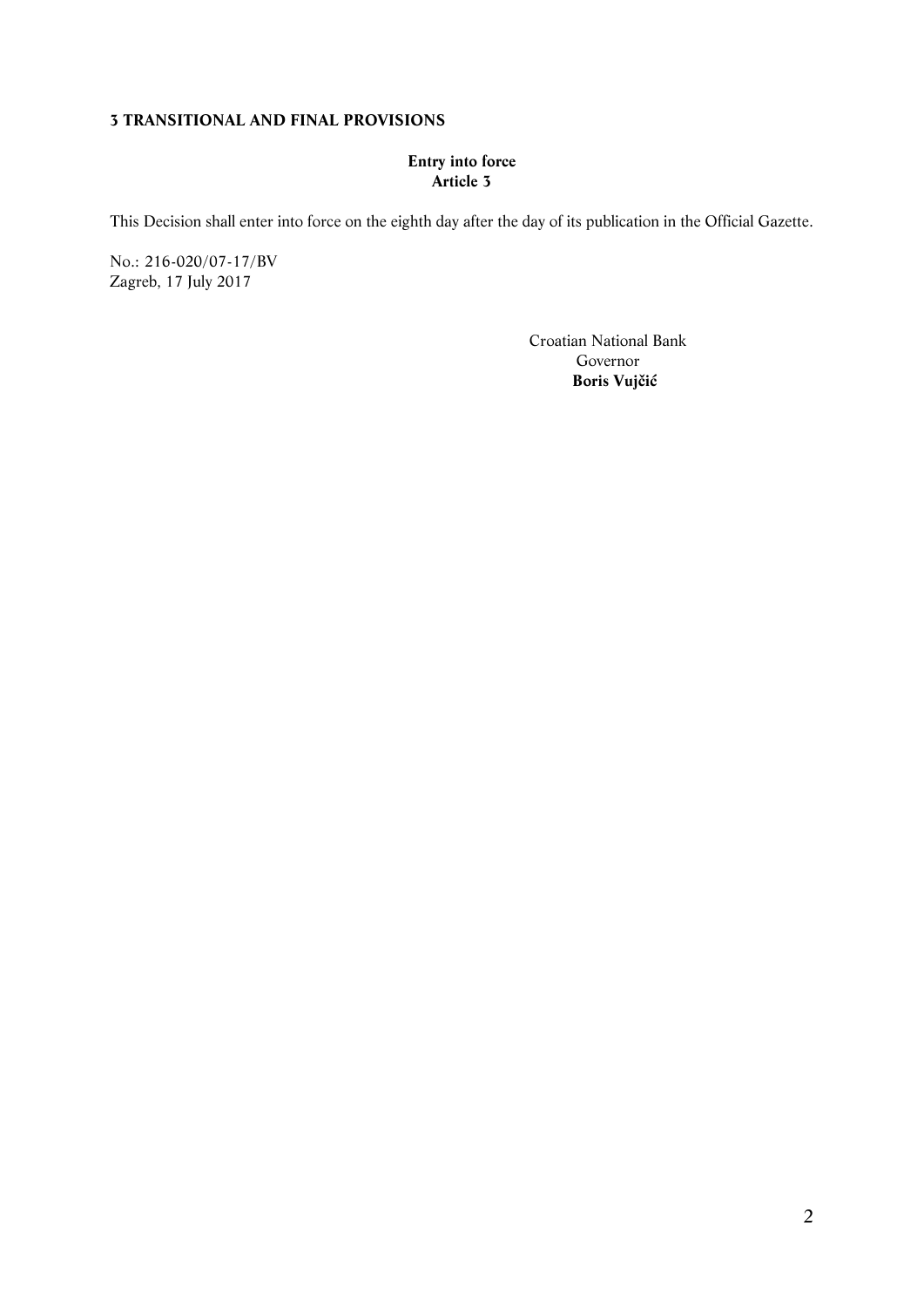## 3 TRANSITIONAL AND FINAL PROVISIONS

**Entry into force**
**Article 3**

This Decision shall enter into force on the eighth day after the day of its publication in the Official Gazette.

No.: 216-020/07-17/BV
Zagreb, 17 July 2017

Croatian National Bank
Governor
**Boris Vujčić**